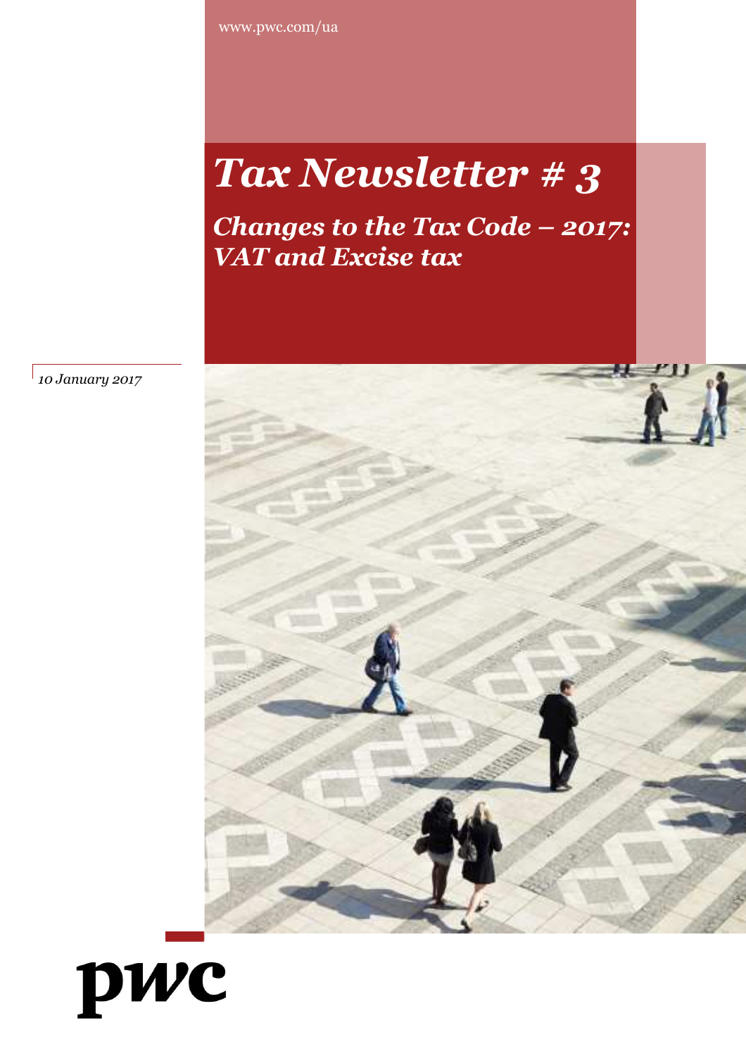www.pwc.com/ua

# *Tax Newsletter # 3*

## *Changes to the Tax Code – 2017: VAT and Excise tax*

*10 January 2017*

pwc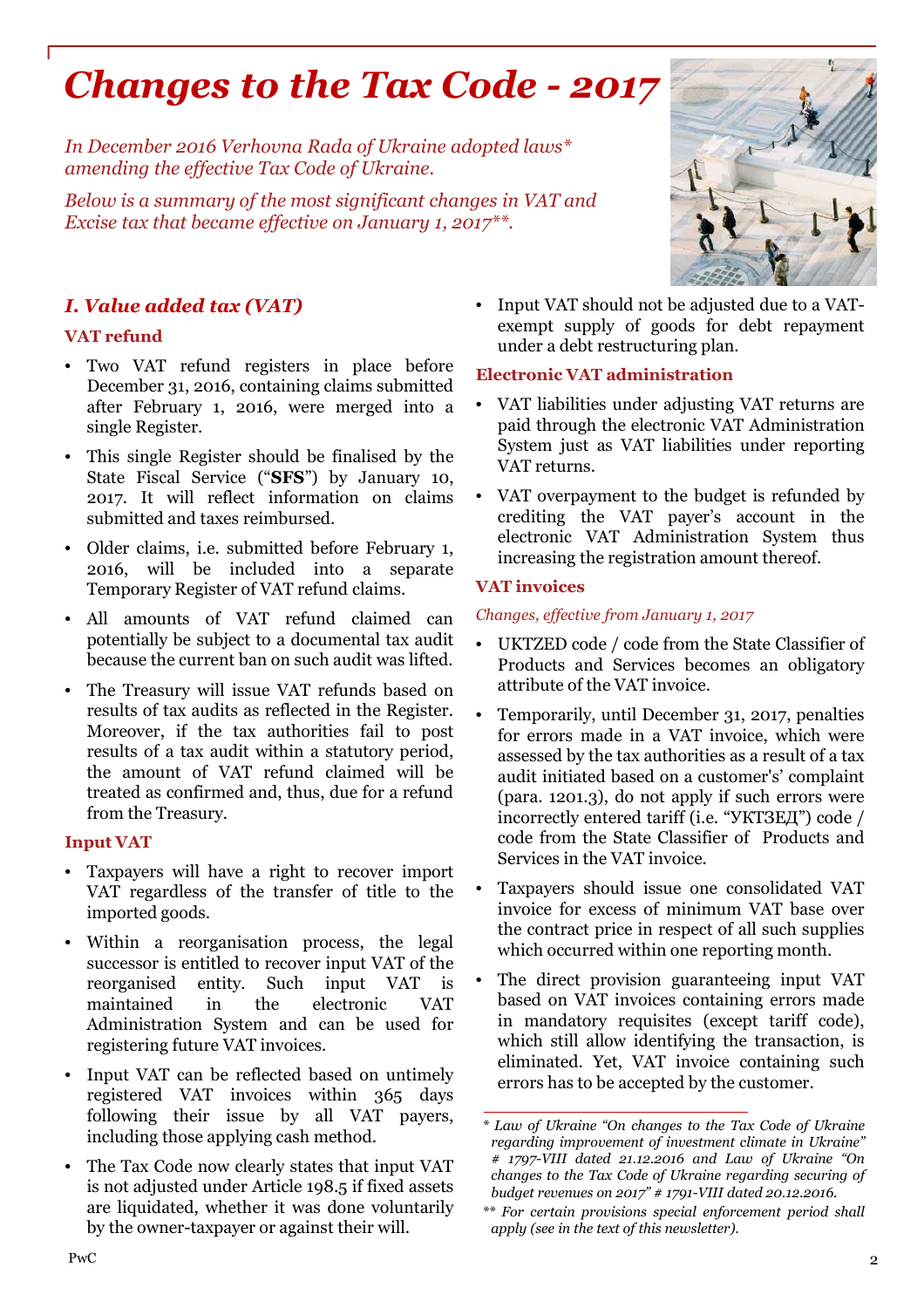# Changes to the Tax Code - 2017

*In December 2016 Verhovna Rada of Ukraine adopted laws* amending the effective Tax Code of Ukraine.*

*Below is a summary of the most significant changes in VAT and Excise tax that became effective on January 1, 2017**.*

## I. Value added tax (VAT)

### VAT refund

- Two VAT refund registers in place before December 31, 2016, containing claims submitted after February 1, 2016, were merged into a single Register.
- This single Register should be finalised by the State Fiscal Service ("**SFS**") by January 10, 2017. It will reflect information on claims submitted and taxes reimbursed.
- Older claims, i.e. submitted before February 1, 2016, will be included into a separate Temporary Register of VAT refund claims.
- All amounts of VAT refund claimed can potentially be subject to a documental tax audit because the current ban on such audit was lifted.
- The Treasury will issue VAT refunds based on results of tax audits as reflected in the Register. Moreover, if the tax authorities fail to post results of a tax audit within a statutory period, the amount of VAT refund claimed will be treated as confirmed and, thus, due for a refund from the Treasury.

### Input VAT

- Taxpayers will have a right to recover import VAT regardless of the transfer of title to the imported goods.
- Within a reorganisation process, the legal successor is entitled to recover input VAT of the reorganised entity. Such input VAT is maintained in the electronic VAT Administration System and can be used for registering future VAT invoices.
- Input VAT can be reflected based on untimely registered VAT invoices within 365 days following their issue by all VAT payers, including those applying cash method.
- The Tax Code now clearly states that input VAT is not adjusted under Article 198.5 if fixed assets are liquidated, whether it was done voluntarily by the owner-taxpayer or against their will.
- Input VAT should not be adjusted due to a VAT-exempt supply of goods for debt repayment under a debt restructuring plan.

### Electronic VAT administration

- VAT liabilities under adjusting VAT returns are paid through the electronic VAT Administration System just as VAT liabilities under reporting VAT returns.
- VAT overpayment to the budget is refunded by crediting the VAT payer's account in the electronic VAT Administration System thus increasing the registration amount thereof.

### VAT invoices

*Changes, effective from January 1, 2017*

- UKTZED code / code from the State Classifier of Products and Services becomes an obligatory attribute of the VAT invoice.
- Temporarily, until December 31, 2017, penalties for errors made in a VAT invoice, which were assessed by the tax authorities as a result of a tax audit initiated based on a customer's' complaint (para. 1201.3), do not apply if such errors were incorrectly entered tariff (i.e. "УКТЗЕД") code / code from the State Classifier of Products and Services in the VAT invoice.
- Taxpayers should issue one consolidated VAT invoice for excess of minimum VAT base over the contract price in respect of all such supplies which occurred within one reporting month.
- The direct provision guaranteeing input VAT based on VAT invoices containing errors made in mandatory requisites (except tariff code), which still allow identifying the transaction, is eliminated. Yet, VAT invoice containing such errors has to be accepted by the customer.

---

\* *Law of Ukraine "On changes to the Tax Code of Ukraine regarding improvement of investment climate in Ukraine" # 1797-VIII dated 21.12.2016 and Law of Ukraine "On changes to the Tax Code of Ukraine regarding securing of budget revenues on 2017" # 1791-VIII dated 20.12.2016.*

\*\* *For certain provisions special enforcement period shall apply (see in the text of this newsletter).*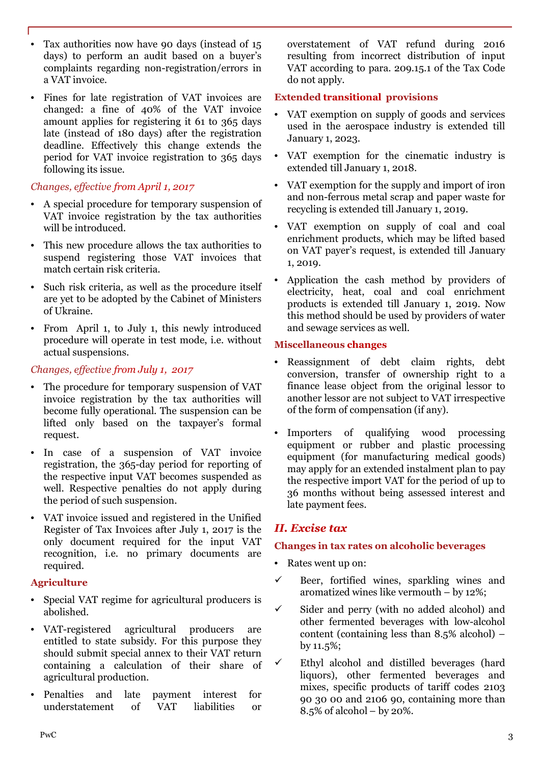- Tax authorities now have 90 days (instead of 15 days) to perform an audit based on a buyer's complaints regarding non-registration/errors in a VAT invoice.
- Fines for late registration of VAT invoices are changed: a fine of 40% of the VAT invoice amount applies for registering it 61 to 365 days late (instead of 180 days) after the registration deadline. Effectively this change extends the period for VAT invoice registration to 365 days following its issue.

*Changes, effective from April 1, 2017*

- A special procedure for temporary suspension of VAT invoice registration by the tax authorities will be introduced.
- This new procedure allows the tax authorities to suspend registering those VAT invoices that match certain risk criteria.
- Such risk criteria, as well as the procedure itself are yet to be adopted by the Cabinet of Ministers of Ukraine.
- From April 1, to July 1, this newly introduced procedure will operate in test mode, i.e. without actual suspensions.

*Changes, effective from July 1, 2017*

- The procedure for temporary suspension of VAT invoice registration by the tax authorities will become fully operational. The suspension can be lifted only based on the taxpayer's formal request.
- In case of a suspension of VAT invoice registration, the 365-day period for reporting of the respective input VAT becomes suspended as well. Respective penalties do not apply during the period of such suspension.
- VAT invoice issued and registered in the Unified Register of Tax Invoices after July 1, 2017 is the only document required for the input VAT recognition, i.e. no primary documents are required.

**Agriculture**

- Special VAT regime for agricultural producers is abolished.
- VAT-registered agricultural producers are entitled to state subsidy. For this purpose they should submit special annex to their VAT return containing a calculation of their share of agricultural production.
- Penalties and late payment interest for understatement of VAT liabilities or overstatement of VAT refund during 2016 resulting from incorrect distribution of input VAT according to para. 209.15.1 of the Tax Code do not apply.

**Extended transitional provisions**

- VAT exemption on supply of goods and services used in the aerospace industry is extended till January 1, 2023.
- VAT exemption for the cinematic industry is extended till January 1, 2018.
- VAT exemption for the supply and import of iron and non-ferrous metal scrap and paper waste for recycling is extended till January 1, 2019.
- VAT exemption on supply of coal and coal enrichment products, which may be lifted based on VAT payer's request, is extended till January 1, 2019.
- Application the cash method by providers of electricity, heat, coal and coal enrichment products is extended till January 1, 2019. Now this method should be used by providers of water and sewage services as well.

**Miscellaneous changes**

- Reassignment of debt claim rights, debt conversion, transfer of ownership right to a finance lease object from the original lessor to another lessor are not subject to VAT irrespective of the form of compensation (if any).
- Importers of qualifying wood processing equipment or rubber and plastic processing equipment (for manufacturing medical goods) may apply for an extended instalment plan to pay the respective import VAT for the period of up to 36 months without being assessed interest and late payment fees.

## *II. Excise tax*

**Changes in tax rates on alcoholic beverages**

- Rates went up on:
  - ✓ Beer, fortified wines, sparkling wines and aromatized wines like vermouth – by 12%;
  - ✓ Sider and perry (with no added alcohol) and other fermented beverages with low-alcohol content (containing less than 8.5% alcohol) – by 11.5%;
  - ✓ Ethyl alcohol and distilled beverages (hard liquors), other fermented beverages and mixes, specific products of tariff codes 2103 90 30 00 and 2106 90, containing more than 8.5% of alcohol – by 20%.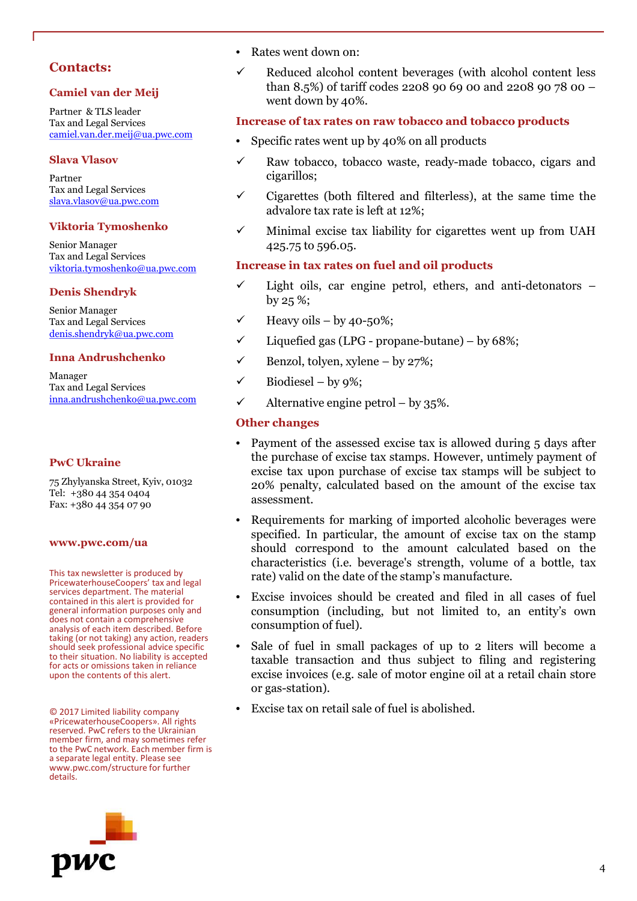- Rates went down on:

✓ Reduced alcohol content beverages (with alcohol content less than 8.5%) of tariff codes 2208 90 69 00 and 2208 90 78 00 – went down by 40%.

### Increase of tax rates on raw tobacco and tobacco products

- Specific rates went up by 40% on all products

✓ Raw tobacco, tobacco waste, ready-made tobacco, cigars and cigarillos;

✓ Cigarettes (both filtered and filterless), at the same time the advalore tax rate is left at 12%;

✓ Minimal excise tax liability for cigarettes went up from UAH 425.75 to 596.05.

### Increase in tax rates on fuel and oil products

✓ Light oils, car engine petrol, ethers, and anti-detonators – by 25 %;

✓ Heavy oils – by 40-50%;

✓ Liquefied gas (LPG - propane-butane) – by 68%;

✓ Benzol, tolyen, xylene – by 27%;

✓ Biodiesel – by 9%;

✓ Alternative engine petrol – by 35%.

### Other changes

- Payment of the assessed excise tax is allowed during 5 days after the purchase of excise tax stamps. However, untimely payment of excise tax upon purchase of excise tax stamps will be subject to 20% penalty, calculated based on the amount of the excise tax assessment.
- Requirements for marking of imported alcoholic beverages were specified. In particular, the amount of excise tax on the stamp should correspond to the amount calculated based on the characteristics (i.e. beverage's strength, volume of a bottle, tax rate) valid on the date of the stamp's manufacture.
- Excise invoices should be created and filed in all cases of fuel consumption (including, but not limited to, an entity's own consumption of fuel).
- Sale of fuel in small packages of up to 2 liters will become a taxable transaction and thus subject to filing and registering excise invoices (e.g. sale of motor engine oil at a retail chain store or gas-station).
- Excise tax on retail sale of fuel is abolished.

## Contacts:

### Camiel van der Meij

Partner & TLS leader
Tax and Legal Services
camiel.van.der.meij@ua.pwc.com

### Slava Vlasov

Partner
Tax and Legal Services
slava.vlasov@ua.pwc.com

### Viktoria Tymoshenko

Senior Manager
Tax and Legal Services
viktoria.tymoshenko@ua.pwc.com

### Denis Shendryk

Senior Manager
Tax and Legal Services
denis.shendryk@ua.pwc.com

### Inna Andrushchenko

Manager
Tax and Legal Services
inna.andrushchenko@ua.pwc.com

### PwC Ukraine

75 Zhylyanska Street, Kyiv, 01032
Tel: +380 44 354 0404
Fax: +380 44 354 07 90

**www.pwc.com/ua**

This tax newsletter is produced by PricewaterhouseCoopers' tax and legal services department. The material contained in this alert is provided for general information purposes only and does not contain a comprehensive analysis of each item described. Before taking (or not taking) any action, readers should seek professional advice specific to their situation. No liability is accepted for acts or omissions taken in reliance upon the contents of this alert.

© 2017 Limited liability company «PricewaterhouseCoopers». All rights reserved. PwC refers to the Ukrainian member firm, and may sometimes refer to the PwC network. Each member firm is a separate legal entity. Please see www.pwc.com/structure for further details.